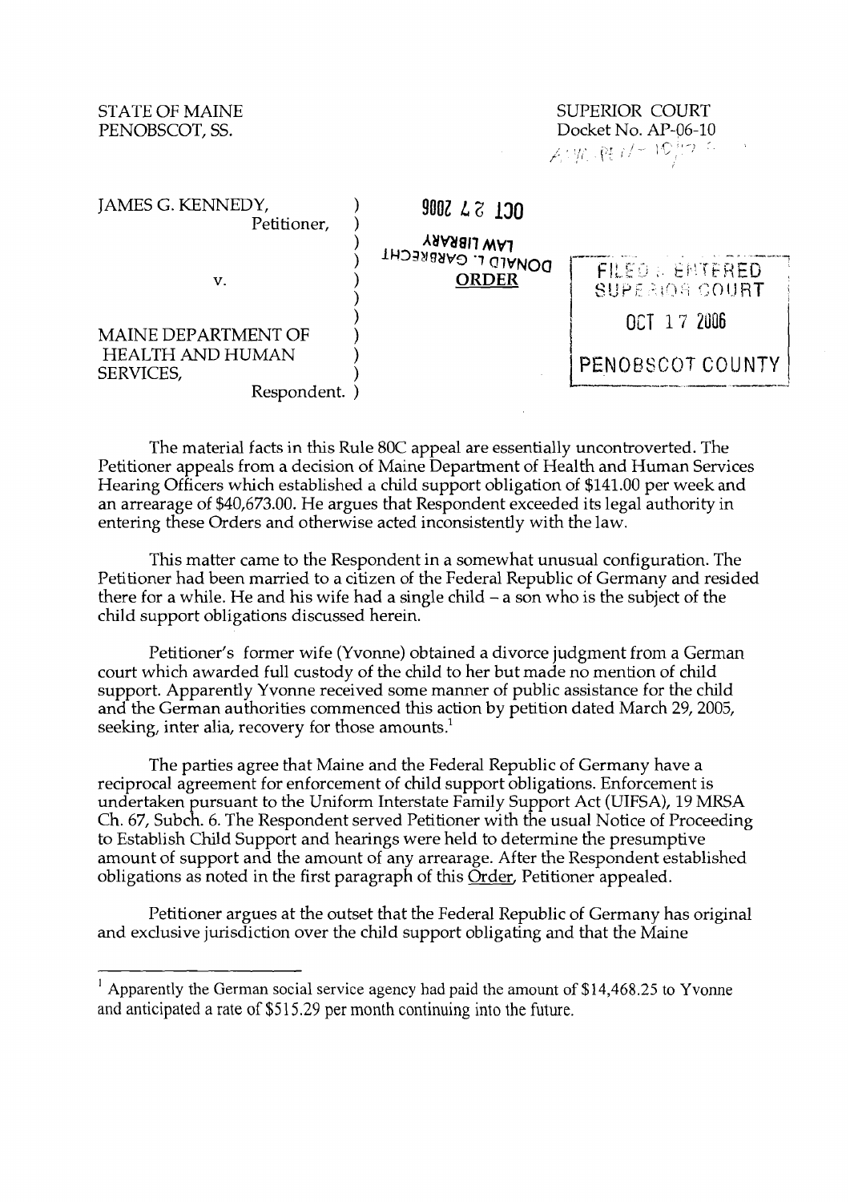STATE OF MAINE
PENOBSCOT, SS.

SUPERIOR COURT
Docket No. AP-06-10

OCT 27 2006

LAW LIBRARY

DONALD L. GARBRECHT

FILED & ENTERED
SUPERIOR COURT
OCT 17 2006
PENOBSCOT COUNTY

JAMES G. KENNEDY,
Petitioner,

v.

**ORDER**

MAINE DEPARTMENT OF
HEALTH AND HUMAN
SERVICES,
Respondent.

The material facts in this Rule 80C appeal are essentially uncontroverted. The Petitioner appeals from a decision of Maine Department of Health and Human Services Hearing Officers which established a child support obligation of $141.00 per week and an arrearage of $40,673.00. He argues that Respondent exceeded its legal authority in entering these Orders and otherwise acted inconsistently with the law.

This matter came to the Respondent in a somewhat unusual configuration. The Petitioner had been married to a citizen of the Federal Republic of Germany and resided there for a while. He and his wife had a single child – a son who is the subject of the child support obligations discussed herein.

Petitioner's former wife (Yvonne) obtained a divorce judgment from a German court which awarded full custody of the child to her but made no mention of child support. Apparently Yvonne received some manner of public assistance for the child and the German authorities commenced this action by petition dated March 29, 2005, seeking, inter alia, recovery for those amounts.[1]

The parties agree that Maine and the Federal Republic of Germany have a reciprocal agreement for enforcement of child support obligations. Enforcement is undertaken pursuant to the Uniform Interstate Family Support Act (UIFSA), 19 MRSA Ch. 67, Subch. 6. The Respondent served Petitioner with the usual Notice of Proceeding to Establish Child Support and hearings were held to determine the presumptive amount of support and the amount of any arrearage. After the Respondent established obligations as noted in the first paragraph of this Order, Petitioner appealed.

Petitioner argues at the outset that the Federal Republic of Germany has original and exclusive jurisdiction over the child support obligating and that the Maine

---

[1] Apparently the German social service agency had paid the amount of $14,468.25 to Yvonne and anticipated a rate of $515.29 per month continuing into the future.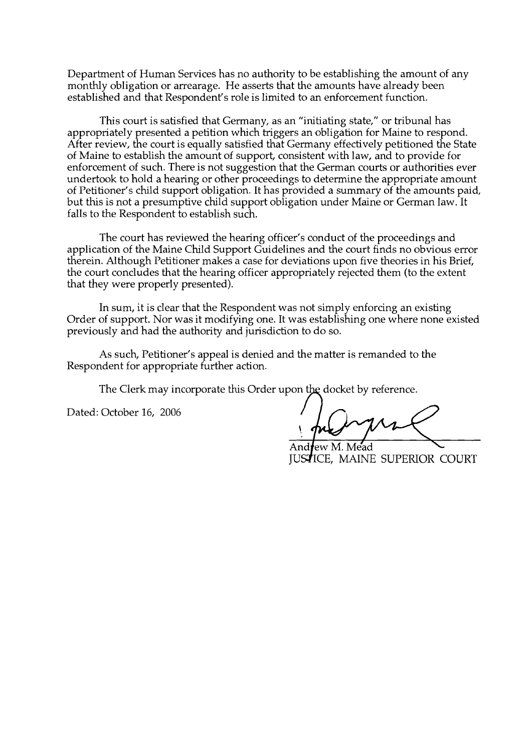Department of Human Services has no authority to be establishing the amount of any monthly obligation or arrearage. He asserts that the amounts have already been established and that Respondent's role is limited to an enforcement function.

This court is satisfied that Germany, as an "initiating state," or tribunal has appropriately presented a petition which triggers an obligation for Maine to respond. After review, the court is equally satisfied that Germany effectively petitioned the State of Maine to establish the amount of support, consistent with law, and to provide for enforcement of such. There is not suggestion that the German courts or authorities ever undertook to hold a hearing or other proceedings to determine the appropriate amount of Petitioner's child support obligation. It has provided a summary of the amounts paid, but this is not a presumptive child support obligation under Maine or German law. It falls to the Respondent to establish such.

The court has reviewed the hearing officer's conduct of the proceedings and application of the Maine Child Support Guidelines and the court finds no obvious error therein. Although Petitioner makes a case for deviations upon five theories in his Brief, the court concludes that the hearing officer appropriately rejected them (to the extent that they were properly presented).

In sum, it is clear that the Respondent was not simply enforcing an existing Order of support. Nor was it modifying one. It was establishing one where none existed previously and had the authority and jurisdiction to do so.

As such, Petitioner's appeal is denied and the matter is remanded to the Respondent for appropriate further action.

The Clerk may incorporate this Order upon the docket by reference.

Dated: October 16, 2006

Andrew M. Mead
JUSTICE, MAINE SUPERIOR COURT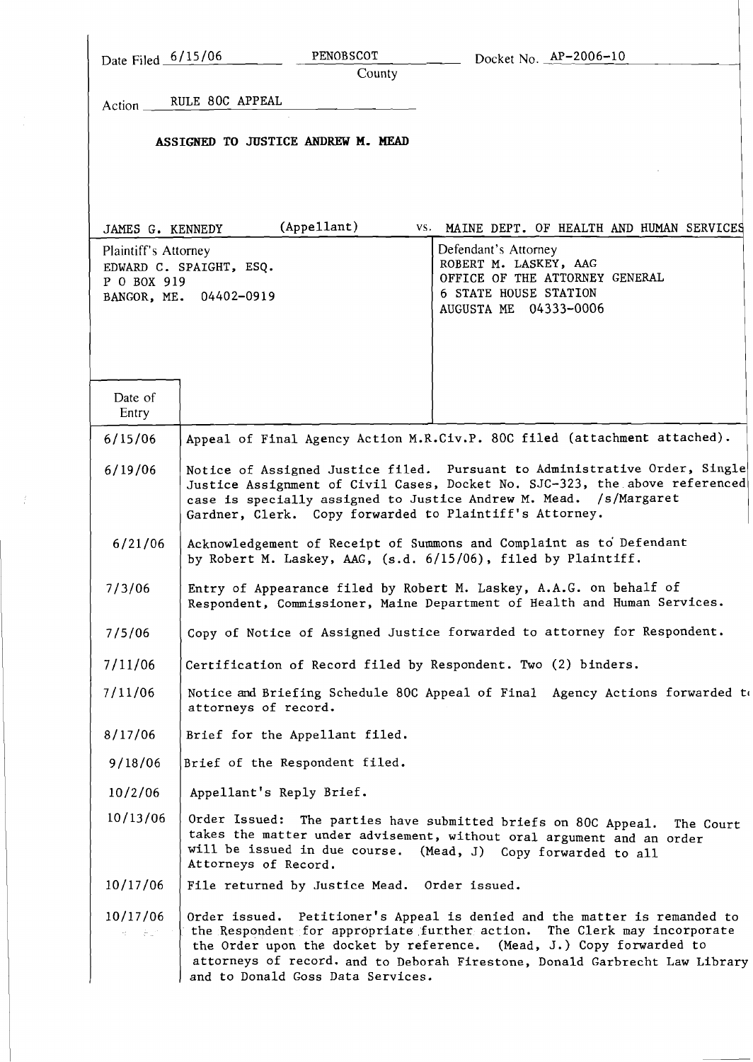Date Filed 6/15/06 | PENOBSCOT County | Docket No. AP-2006-10

Action RULE 80C APPEAL

**ASSIGNED TO JUSTICE ANDREW M. MEAD**

JAMES G. KENNEDY (Appellant) vs. MAINE DEPT. OF HEALTH AND HUMAN SERVICES

| Plaintiff's Attorney | Defendant's Attorney |
|---|---|
| EDWARD C. SPAIGHT, ESQ.<br>P O BOX 919<br>BANGOR, ME. 04402-0919 | ROBERT M. LASKEY, AAG<br>OFFICE OF THE ATTORNEY GENERAL<br>6 STATE HOUSE STATION<br>AUGUSTA ME 04333-0006 |

| Date of Entry | |
|---|---|
| 6/15/06 | Appeal of Final Agency Action M.R.Civ.P. 80C filed (attachment attached). |
| 6/19/06 | Notice of Assigned Justice filed. Pursuant to Administrative Order, Single Justice Assignment of Civil Cases, Docket No. SJC-323, the above referenced case is specially assigned to Justice Andrew M. Mead. /s/Margaret Gardner, Clerk. Copy forwarded to Plaintiff's Attorney. |
| 6/21/06 | Acknowledgement of Receipt of Summons and Complaint as to Defendant by Robert M. Laskey, AAG, (s.d. 6/15/06), filed by Plaintiff. |
| 7/3/06 | Entry of Appearance filed by Robert M. Laskey, A.A.G. on behalf of Respondent, Commissioner, Maine Department of Health and Human Services. |
| 7/5/06 | Copy of Notice of Assigned Justice forwarded to attorney for Respondent. |
| 7/11/06 | Certification of Record filed by Respondent. Two (2) binders. |
| 7/11/06 | Notice and Briefing Schedule 80C Appeal of Final Agency Actions forwarded to attorneys of record. |
| 8/17/06 | Brief for the Appellant filed. |
| 9/18/06 | Brief of the Respondent filed. |
| 10/2/06 | Appellant's Reply Brief. |
| 10/13/06 | Order Issued: The parties have submitted briefs on 80C Appeal. The Court takes the matter under advisement, without oral argument and an order will be issued in due course. (Mead, J) Copy forwarded to all Attorneys of Record. |
| 10/17/06 | File returned by Justice Mead. Order issued. |
| 10/17/06 | Order issued. Petitioner's Appeal is denied and the matter is remanded to the Respondent for appropriate further action. The Clerk may incorporate the Order upon the docket by reference. (Mead, J.) Copy forwarded to attorneys of record. and to Deborah Firestone, Donald Garbrecht Law Library and to Donald Goss Data Services. |